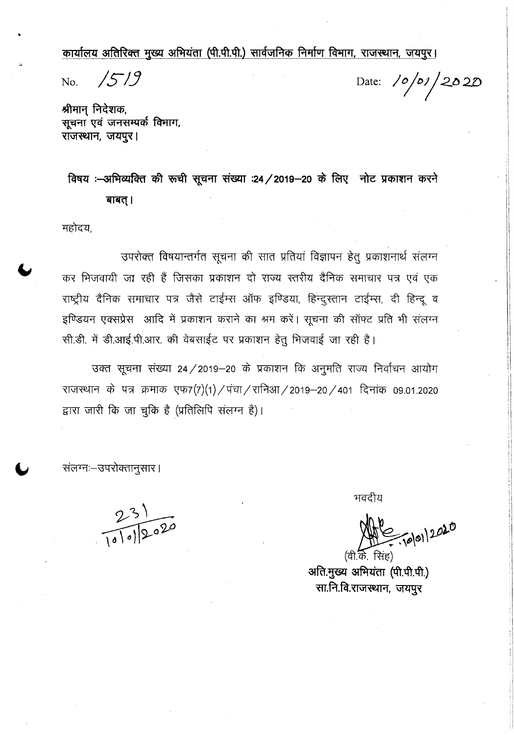कार्यालय अतिरिक्त मुख्य अभियंता (पी.पी.पी.) सार्वजनिक निर्माण विभाग, राजस्थान, जयपुर।

No. 1519 Date: 10/01/2020

श्रीमान् निदेशक,
सूचना एवं जनसम्पर्क विभाग,
राजस्थान, जयपुर।

**विषय :—अभिव्यक्ति की रूची सूचना संख्या :24/2019—20 के लिए नोट प्रकाशन करने बाबत्।**

महोदय,

उपरोक्त विषयान्तर्गत सूचना की सात प्रतियां विज्ञापन हेतु प्रकाशनार्थ संलग्न कर भिजवायी जा रही हैं जिसका प्रकाशन दो राज्य स्तरीय दैनिक समाचार पत्र एवं एक राष्ट्रीय दैनिक समाचार पत्र जैसे टाईम्स ऑफ इण्डिया, हिन्दुस्तान टाईम्स, दी हिन्दू व इण्डियन एक्सप्रेस आदि में प्रकाशन कराने का श्रम करें। सूचना की सॉफ्ट प्रति भी संलग्न सी.डी. में डी.आई.पी.आर. की वेबसाईट पर प्रकाशन हेतु भिजवाई जा रही है।

उक्त सूचना संख्या 24/2019—20 के प्रकाशन कि अनुमति राज्य निर्वाचन आयोग राजस्थान के पत्र क्रमाक एफ7(7)(1)/पंचा/रानिआ/2019—20/401 दिनांक 09.01.2020 द्वारा जारी कि जा चुकि है (प्रतिलिपि संलग्न है)।

संलग्नः—उपरोक्तानुसार।

231
10/01/2020

भवदीय

10/01/2020

(वी.के. सिंह)
अति.मुख्य अभियंता (पी.पी.पी.)
सा.नि.वि.राजस्थान, जयपुर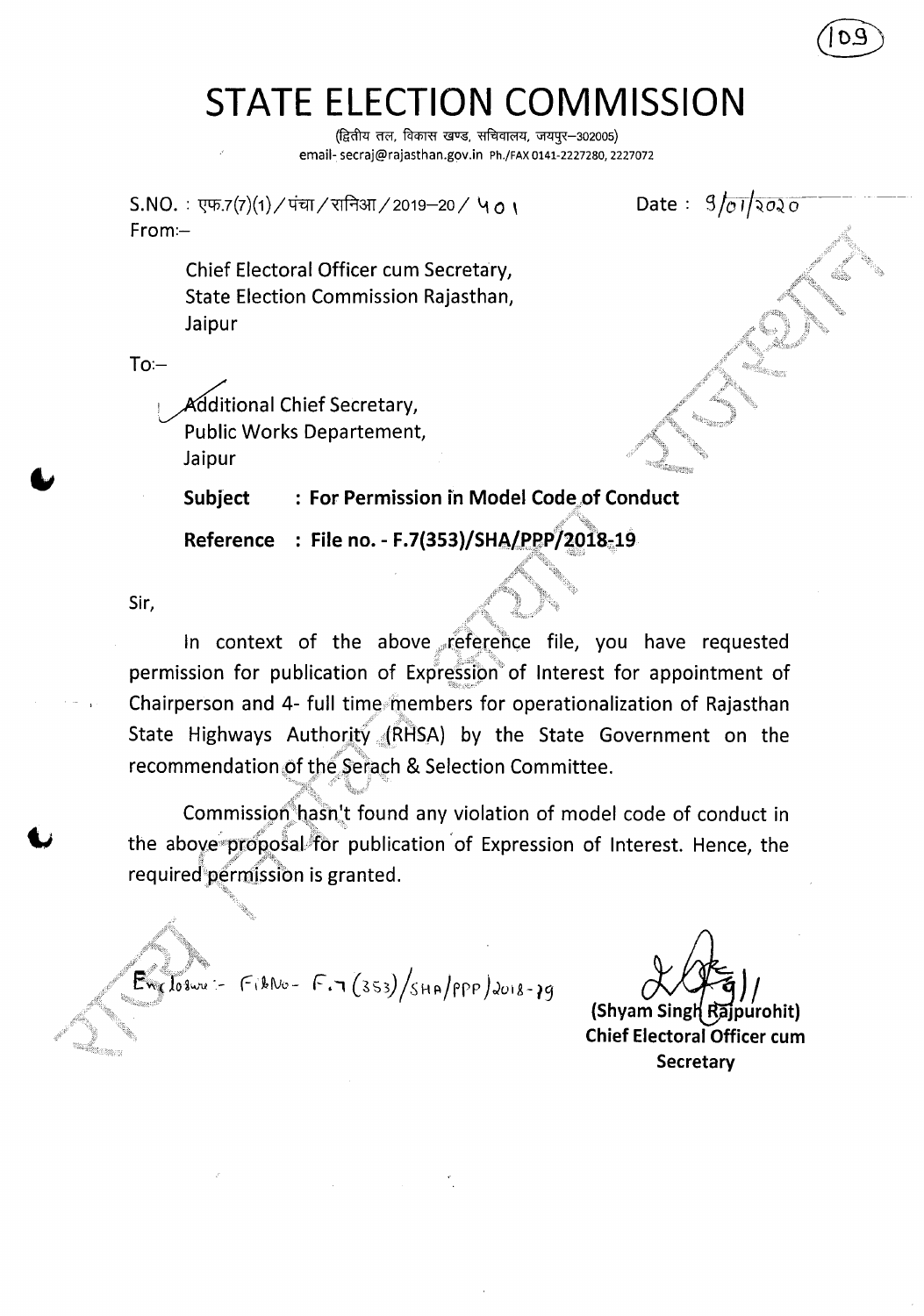# STATE ELECTION COMMISSION

(द्वितीय तल, विकास खण्ड, सचिवालय, जयपुर–302005)
email- secraj@rajasthan.gov.in Ph./FAX 0141-2227280, 2227072

S.NO. : एफ.7(7)(1)/पंचा/रानिआ/2019–20/ 401 Date : 9/01/2020

From:–

Chief Electoral Officer cum Secretary,
State Election Commission Rajasthan,
Jaipur

To:–

Additional Chief Secretary,
Public Works Departement,
Jaipur

**Subject : For Permission in Model Code of Conduct**

**Reference : File no. - F.7(353)/SHA/PPP/2018-19**

Sir,

In context of the above reference file, you have requested permission for publication of Expression of Interest for appointment of Chairperson and 4- full time members for operationalization of Rajasthan State Highways Authority (RHSA) by the State Government on the recommendation of the Serach & Selection Committee.

Commission hasn't found any violation of model code of conduct in the above proposal for publication of Expression of Interest. Hence, the required permission is granted.

Enclosure :- File No.- F.7(353)/SHA/PPP/2018-19

(Shyam Singh Rajpurohit)
**Chief Electoral Officer cum Secretary**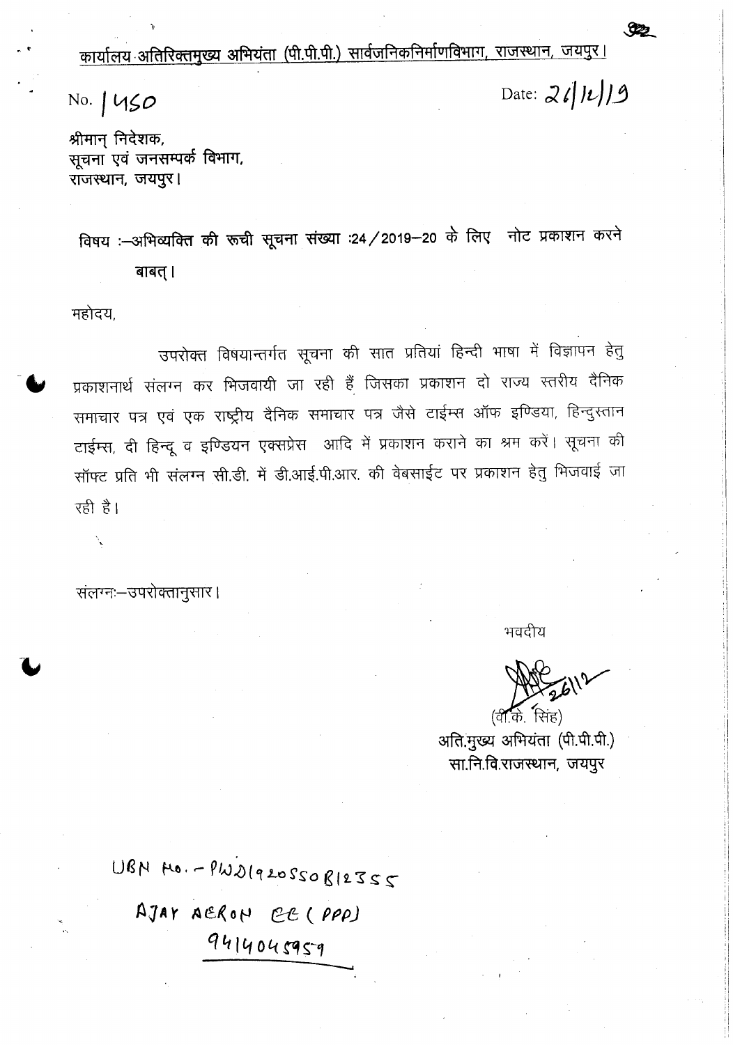कार्यालय अतिरिक्तमुख्य अभियंता (पी.पी.पी.) सार्वजनिकनिर्माणविभाग, राजस्थान, जयपुर।

No. 1450

Date: 26/12/19

श्रीमान् निदेशक,
सूचना एवं जनसम्पर्क विभाग,
राजस्थान, जयपुर।

विषय :—अभिव्यक्ति की रूची सूचना संख्या :24/2019—20 के लिए नोट प्रकाशन करने बाबत्।

महोदय,

उपरोक्त विषयान्तर्गत सूचना की सात प्रतियां हिन्दी भाषा में विज्ञापन हेतु प्रकाशनार्थ संलग्न कर भिजवायी जा रही हैं जिसका प्रकाशन दो राज्य स्तरीय दैनिक समाचार पत्र एवं एक राष्ट्रीय दैनिक समाचार पत्र जैसे टाईम्स ऑफ इण्डिया, हिन्दुस्तान टाईम्स, दी हिन्दू व इण्डियन एक्सप्रेस आदि में प्रकाशन कराने का श्रम करें। सूचना की सॉफ्ट प्रति भी संलग्न सी.डी. में डी.आई.पी.आर. की वेबसाईट पर प्रकाशन हेतु भिजवाई जा रही है।

संलग्नः—उपरोक्तानुसार।

भवदीय

26/12

(वी.के. सिंह)
अति.मुख्य अभियंता (पी.पी.पी.)
सा.नि.वि.राजस्थान, जयपुर

UBN No. - PWD1920SSOB12355

AJAY AERON EE (PPP)
9414045959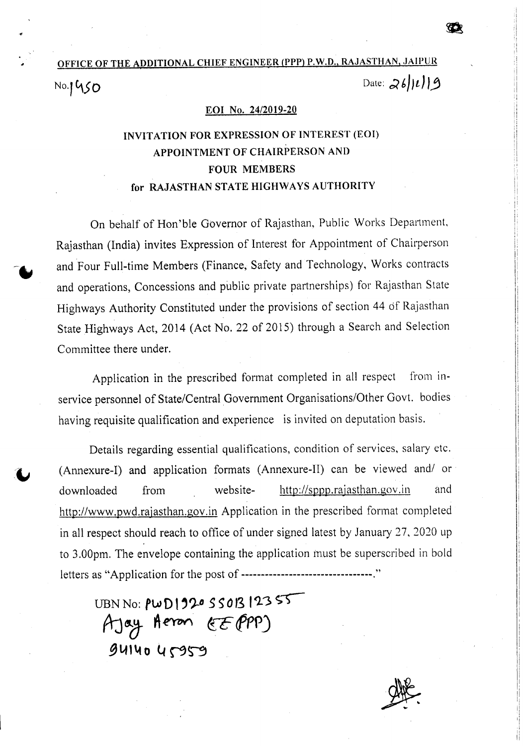**OFFICE OF THE ADDITIONAL CHIEF ENGINEER (PPP) P.W.D., RAJASTHAN, JAIPUR**

No. 1450 Date: 26/12/19

**EOI No. 24/2019-20**

## INVITATION FOR EXPRESSION OF INTEREST (EOI) APPOINTMENT OF CHAIRPERSON AND FOUR MEMBERS for RAJASTHAN STATE HIGHWAYS AUTHORITY

On behalf of Hon'ble Governor of Rajasthan, Public Works Department, Rajasthan (India) invites Expression of Interest for Appointment of Chairperson and Four Full-time Members (Finance, Safety and Technology, Works contracts and operations, Concessions and public private partnerships) for Rajasthan State Highways Authority Constituted under the provisions of section 44 of Rajasthan State Highways Act, 2014 (Act No. 22 of 2015) through a Search and Selection Committee there under.

Application in the prescribed format completed in all respect from in-service personnel of State/Central Government Organisations/Other Govt. bodies having requisite qualification and experience is invited on deputation basis.

Details regarding essential qualifications, condition of services, salary etc. (Annexure-I) and application formats (Annexure-II) can be viewed and/ or downloaded from website- http://sppp.rajasthan.gov.in and http://www.pwd.rajasthan.gov.in Application in the prescribed format completed in all respect should reach to office of under signed latest by January 27, 2020 up to 3.00pm. The envelope containing the application must be superscribed in bold letters as "Application for the post of ---------------------------------."

UBN No: PWD1920SSOB12355
Ajay Aeron (EE PPP)
9414045959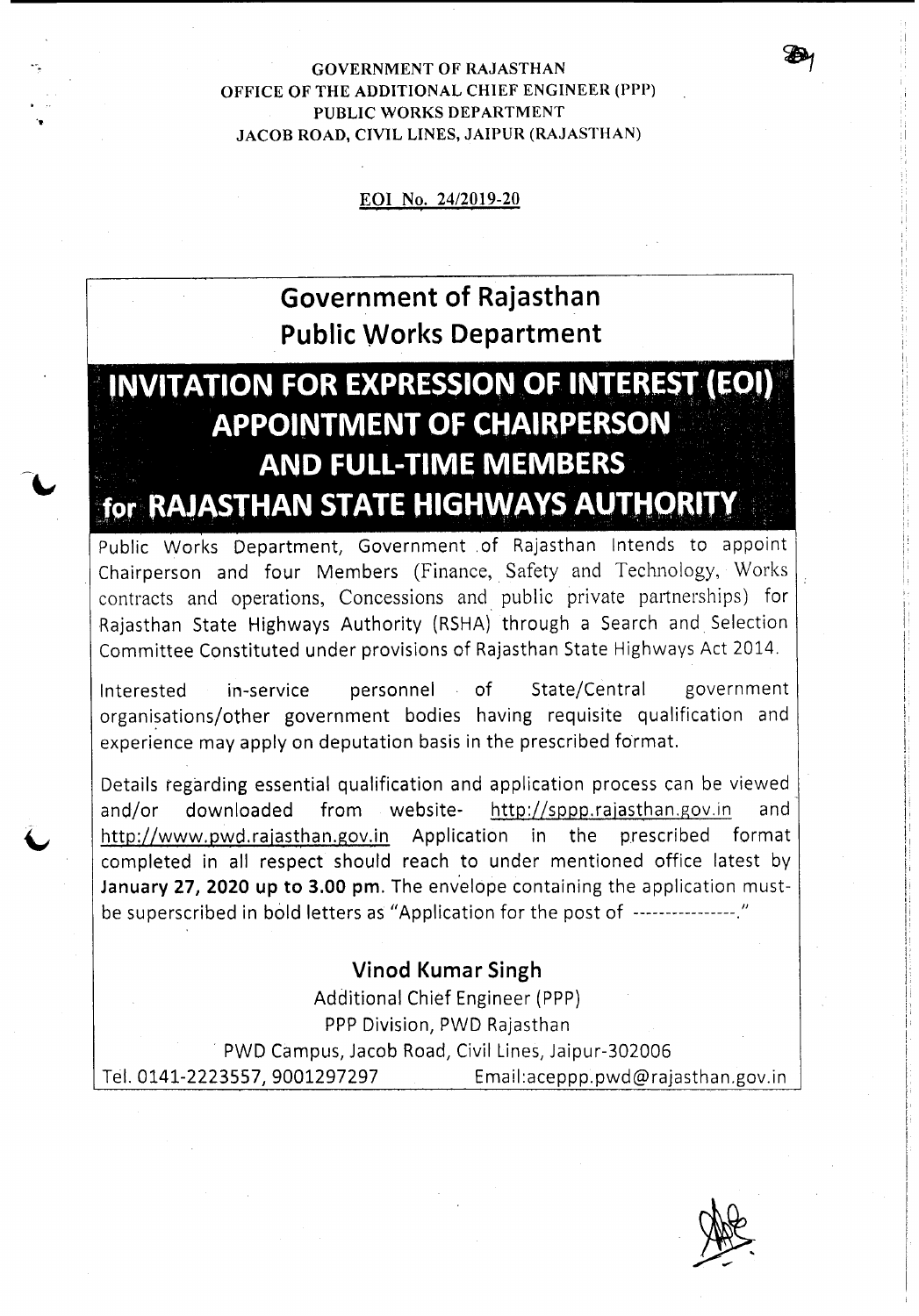GOVERNMENT OF RAJASTHAN
OFFICE OF THE ADDITIONAL CHIEF ENGINEER (PPP)
PUBLIC WORKS DEPARTMENT
JACOB ROAD, CIVIL LINES, JAIPUR (RAJASTHAN)

EOI No. 24/2019-20

## Government of Rajasthan
## Public Works Department

# INVITATION FOR EXPRESSION OF INTEREST (EOI) APPOINTMENT OF CHAIRPERSON AND FULL-TIME MEMBERS for RAJASTHAN STATE HIGHWAYS AUTHORITY

Public Works Department, Government of Rajasthan Intends to appoint Chairperson and four Members (Finance, Safety and Technology, Works contracts and operations, Concessions and public private partnerships) for Rajasthan State Highways Authority (RSHA) through a Search and Selection Committee Constituted under provisions of Rajasthan State Highways Act 2014.

Interested in-service personnel of State/Central government organisations/other government bodies having requisite qualification and experience may apply on deputation basis in the prescribed format.

Details regarding essential qualification and application process can be viewed and/or downloaded from website- http://sppp.rajasthan.gov.in and http://www.pwd.rajasthan.gov.in Application in the prescribed format completed in all respect should reach to under mentioned office latest by **January 27, 2020 up to 3.00 pm**. The envelope containing the application must-be superscribed in bold letters as "Application for the post of ----------------."

**Vinod Kumar Singh**
Additional Chief Engineer (PPP)
PPP Division, PWD Rajasthan
PWD Campus, Jacob Road, Civil Lines, Jaipur-302006
Tel. 0141-2223557, 9001297297 Email:aceppp.pwd@rajasthan.gov.in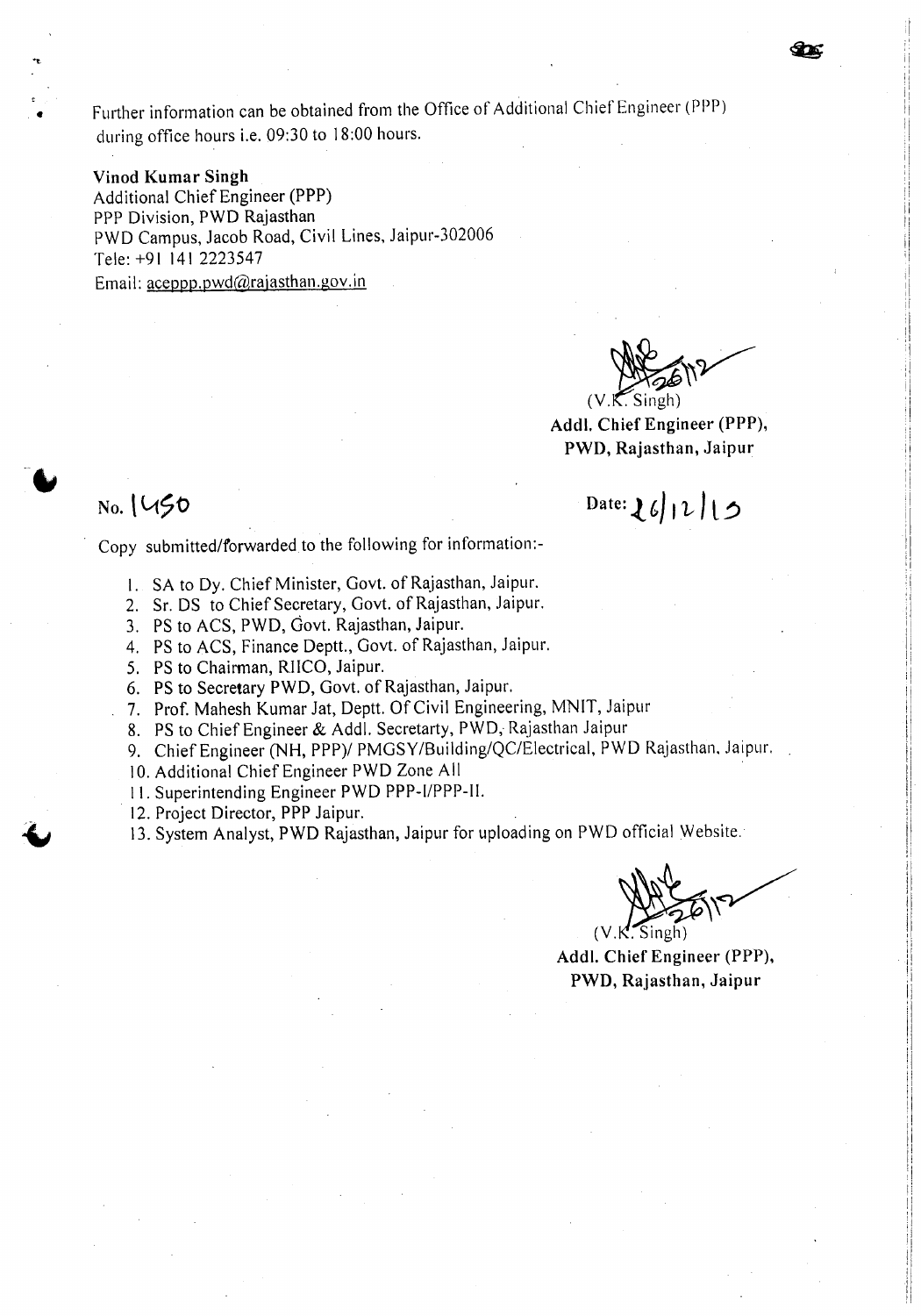Further information can be obtained from the Office of Additional Chief Engineer (PPP) during office hours i.e. 09:30 to 18:00 hours.

**Vinod Kumar Singh**
Additional Chief Engineer (PPP)
PPP Division, PWD Rajasthan
PWD Campus, Jacob Road, Civil Lines, Jaipur-302006
Tele: +91 141 2223547
Email: aceppp.pwd@rajasthan.gov.in

(V.K. Singh)
**Addl. Chief Engineer (PPP),**
**PWD, Rajasthan, Jaipur**

No. 1450 Date: 26/12/15

Copy submitted/forwarded to the following for information:-

1. SA to Dy. Chief Minister, Govt. of Rajasthan, Jaipur.
2. Sr. DS to Chief Secretary, Govt. of Rajasthan, Jaipur.
3. PS to ACS, PWD, Govt. Rajasthan, Jaipur.
4. PS to ACS, Finance Deptt., Govt. of Rajasthan, Jaipur.
5. PS to Chairman, RIICO, Jaipur.
6. PS to Secretary PWD, Govt. of Rajasthan, Jaipur.
7. Prof. Mahesh Kumar Jat, Deptt. Of Civil Engineering, MNIT, Jaipur
8. PS to Chief Engineer & Addl. Secretarty, PWD, Rajasthan Jaipur
9. Chief Engineer (NH, PPP)/ PMGSY/Building/QC/Electrical, PWD Rajasthan, Jaipur.
10. Additional Chief Engineer PWD Zone All
11. Superintending Engineer PWD PPP-I/PPP-II.
12. Project Director, PPP Jaipur.
13. System Analyst, PWD Rajasthan, Jaipur for uploading on PWD official Website.

(V.K. Singh)
**Addl. Chief Engineer (PPP),**
**PWD, Rajasthan, Jaipur**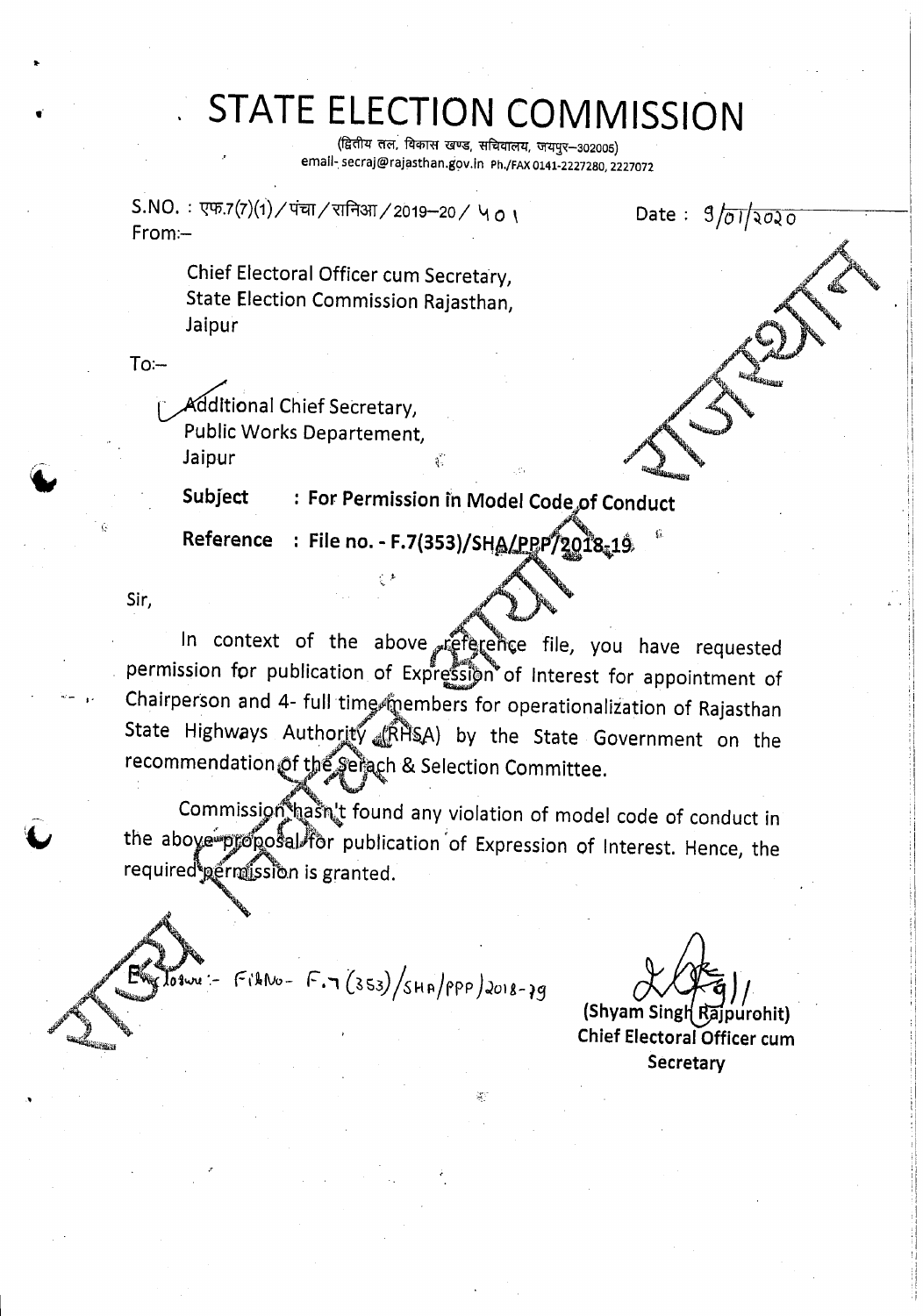# STATE ELECTION COMMISSION

(द्वितीय तल, विकास खण्ड, सचिवालय, जयपुर–302005)
email- secraj@rajasthan.gov.in Ph./FAX 0141-2227280, 2227072

S.NO. : एफ.7(7)(1)/पंचा/रानिआ/2019–20/ 401

Date : 9/01/2020

From:–

Chief Electoral Officer cum Secretary,
State Election Commission Rajasthan,
Jaipur

To:–

Additional Chief Secretary,
Public Works Departement,
Jaipur

**Subject : For Permission in Model Code of Conduct**

**Reference : File no. - F.7(353)/SHA/PPP/2018-19**

Sir,

In context of the above reference file, you have requested permission for publication of Expression of Interest for appointment of Chairperson and 4- full time members for operationalization of Rajasthan State Highways Authority (RHSA) by the State Government on the recommendation of the Serach & Selection Committee.

Commission hasn't found any violation of model code of conduct in the above proposal for publication of Expression of Interest. Hence, the required permission is granted.

Enclosure :- File No- F.7(353)/SHA/PPP/2018-19

(Shyam Singh Rajpurohit)
**Chief Electoral Officer cum Secretary**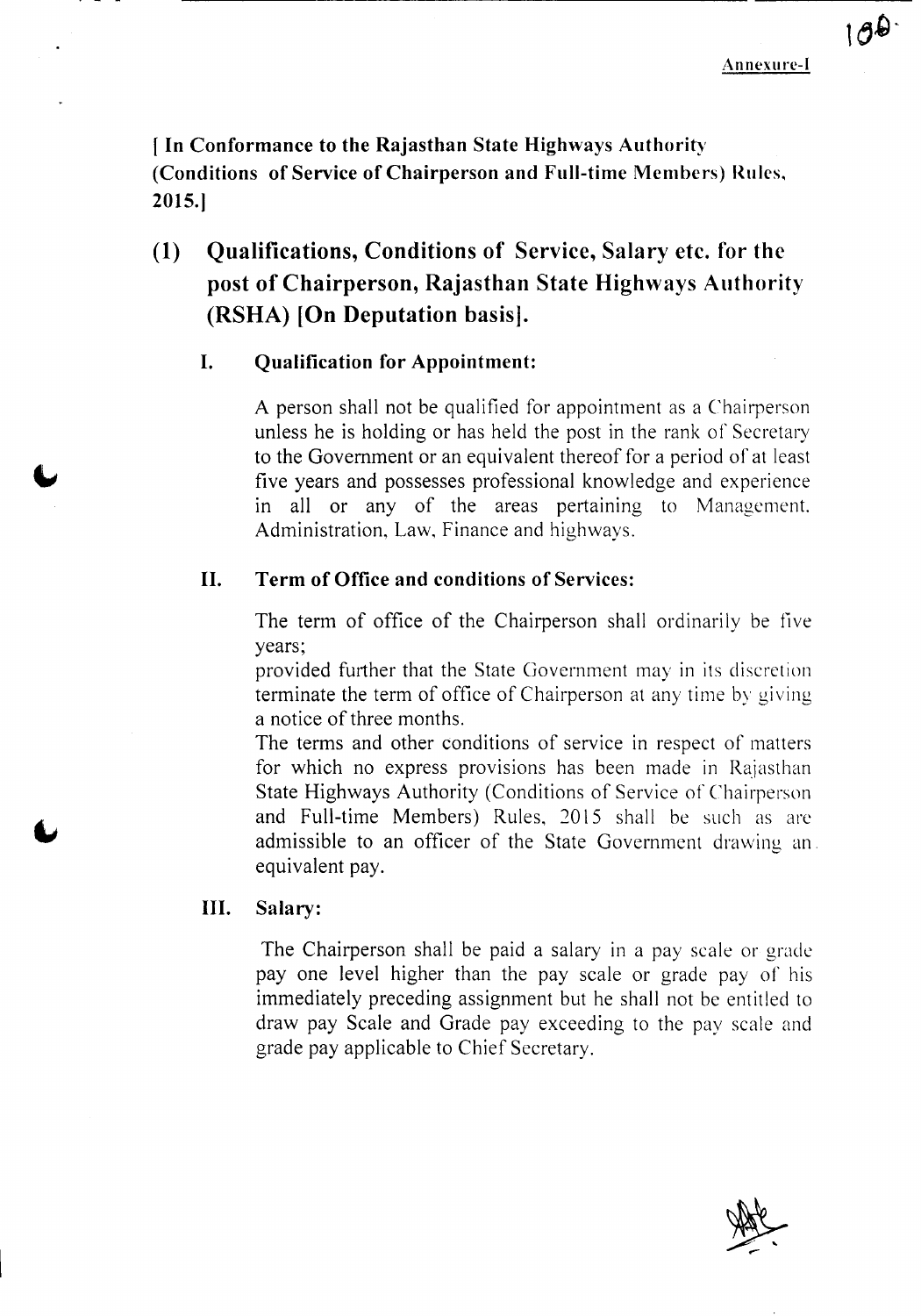Annexure-I

**[ In Conformance to the Rajasthan State Highways Authority (Conditions of Service of Chairperson and Full-time Members) Rules, 2015.]**

## (1) Qualifications, Conditions of Service, Salary etc. for the post of Chairperson, Rajasthan State Highways Authority (RSHA) [On Deputation basis].

### I. Qualification for Appointment:

A person shall not be qualified for appointment as a Chairperson unless he is holding or has held the post in the rank of Secretary to the Government or an equivalent thereof for a period of at least five years and possesses professional knowledge and experience in all or any of the areas pertaining to Management. Administration, Law, Finance and highways.

### II. Term of Office and conditions of Services:

The term of office of the Chairperson shall ordinarily be five years;

provided further that the State Government may in its discretion terminate the term of office of Chairperson at any time by giving a notice of three months.

The terms and other conditions of service in respect of matters for which no express provisions has been made in Rajasthan State Highways Authority (Conditions of Service of Chairperson and Full-time Members) Rules, 2015 shall be such as are admissible to an officer of the State Government drawing an equivalent pay.

### III. Salary:

The Chairperson shall be paid a salary in a pay scale or grade pay one level higher than the pay scale or grade pay of his immediately preceding assignment but he shall not be entitled to draw pay Scale and Grade pay exceeding to the pay scale and grade pay applicable to Chief Secretary.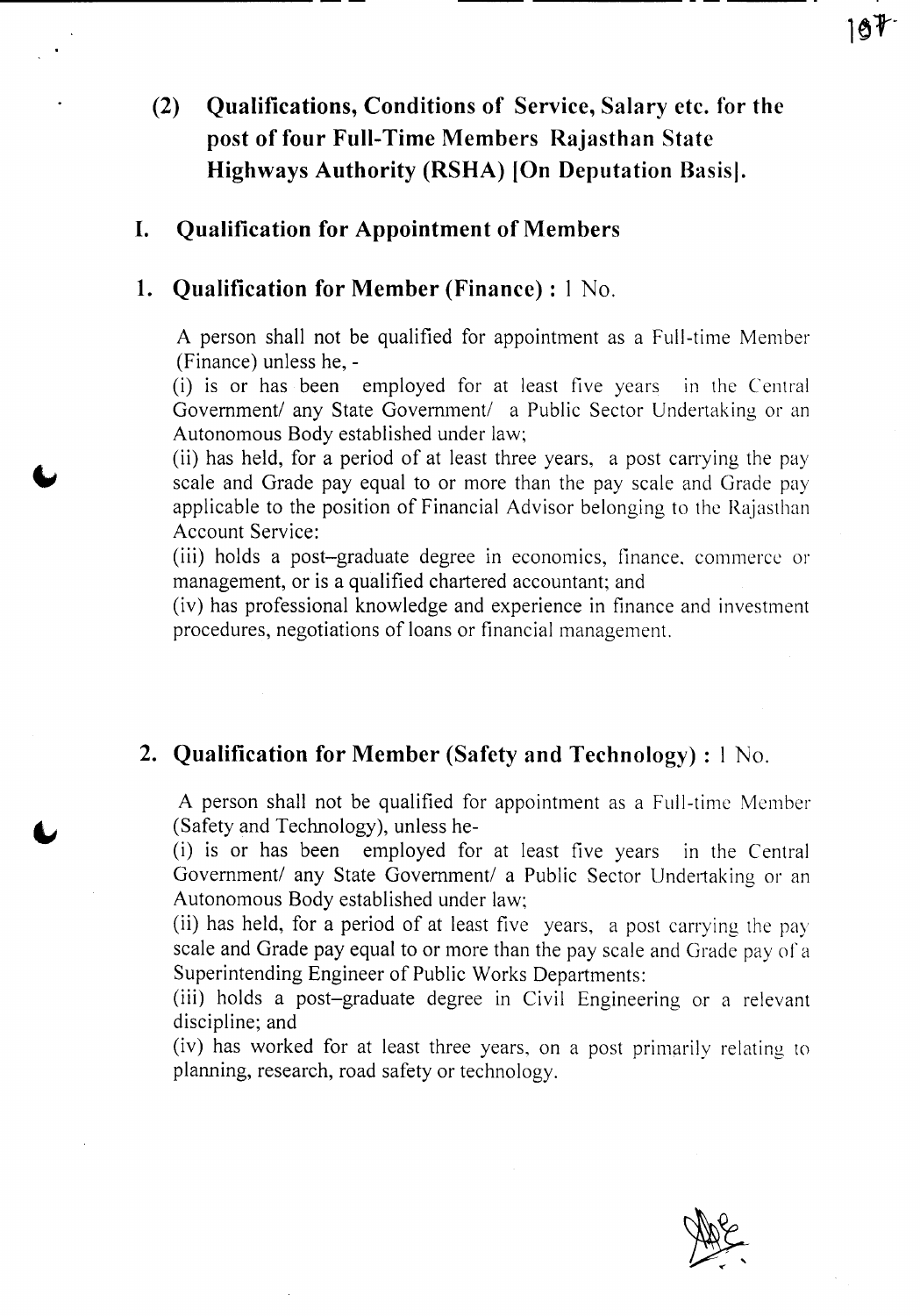## (2) Qualifications, Conditions of Service, Salary etc. for the post of four Full-Time Members Rajasthan State Highways Authority (RSHA) [On Deputation Basis].

### I. Qualification for Appointment of Members

### 1. Qualification for Member (Finance) : 1 No.

A person shall not be qualified for appointment as a Full-time Member (Finance) unless he, -

(i) is or has been employed for at least five years in the Central Government/ any State Government/ a Public Sector Undertaking or an Autonomous Body established under law;

(ii) has held, for a period of at least three years, a post carrying the pay scale and Grade pay equal to or more than the pay scale and Grade pay applicable to the position of Financial Advisor belonging to the Rajasthan Account Service:

(iii) holds a post–graduate degree in economics, finance, commerce or management, or is a qualified chartered accountant; and

(iv) has professional knowledge and experience in finance and investment procedures, negotiations of loans or financial management.

### 2. Qualification for Member (Safety and Technology) : 1 No.

A person shall not be qualified for appointment as a Full-time Member (Safety and Technology), unless he-

(i) is or has been employed for at least five years in the Central Government/ any State Government/ a Public Sector Undertaking or an Autonomous Body established under law;

(ii) has held, for a period of at least five years, a post carrying the pay scale and Grade pay equal to or more than the pay scale and Grade pay of a Superintending Engineer of Public Works Departments:

(iii) holds a post–graduate degree in Civil Engineering or a relevant discipline; and

(iv) has worked for at least three years, on a post primarily relating to planning, research, road safety or technology.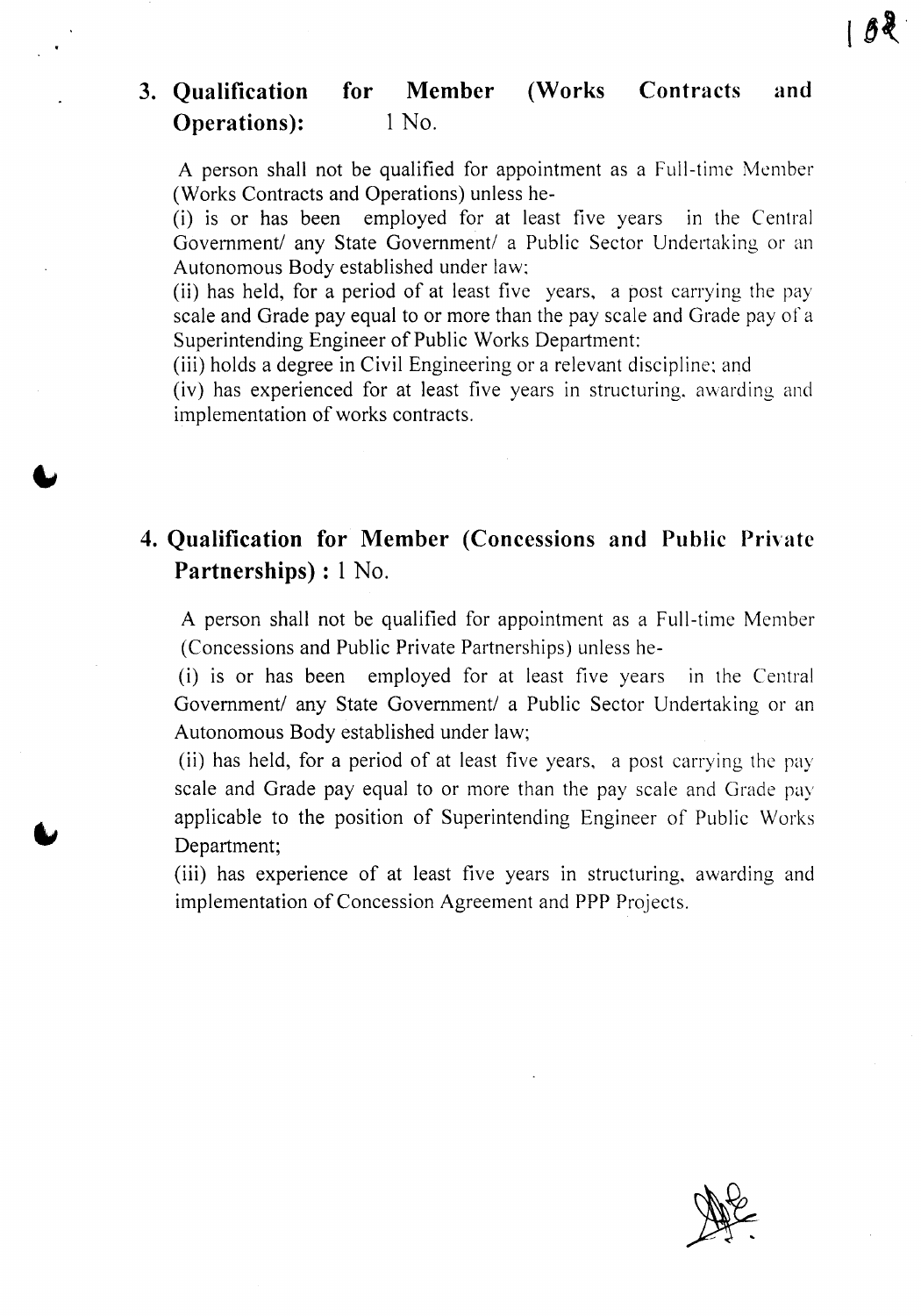## 3. Qualification for Member (Works Contracts and Operations): 1 No.

A person shall not be qualified for appointment as a Full-time Member (Works Contracts and Operations) unless he-

(i) is or has been employed for at least five years in the Central Government/ any State Government/ a Public Sector Undertaking or an Autonomous Body established under law;

(ii) has held, for a period of at least five years, a post carrying the pay scale and Grade pay equal to or more than the pay scale and Grade pay of a Superintending Engineer of Public Works Department:

(iii) holds a degree in Civil Engineering or a relevant discipline; and

(iv) has experienced for at least five years in structuring, awarding and implementation of works contracts.

## 4. Qualification for Member (Concessions and Public Private Partnerships) : 1 No.

A person shall not be qualified for appointment as a Full-time Member (Concessions and Public Private Partnerships) unless he-

(i) is or has been employed for at least five years in the Central Government/ any State Government/ a Public Sector Undertaking or an Autonomous Body established under law;

(ii) has held, for a period of at least five years, a post carrying the pay scale and Grade pay equal to or more than the pay scale and Grade pay applicable to the position of Superintending Engineer of Public Works Department;

(iii) has experience of at least five years in structuring, awarding and implementation of Concession Agreement and PPP Projects.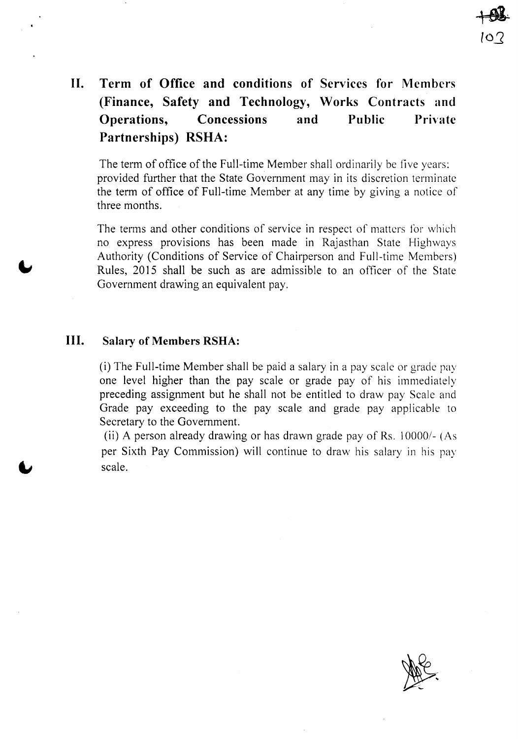## II. Term of Office and conditions of Services for Members (Finance, Safety and Technology, Works Contracts and Operations, Concessions and Public Private Partnerships) RSHA:

The term of office of the Full-time Member shall ordinarily be five years: provided further that the State Government may in its discretion terminate the term of office of Full-time Member at any time by giving a notice of three months.

The terms and other conditions of service in respect of matters for which no express provisions has been made in Rajasthan State Highways Authority (Conditions of Service of Chairperson and Full-time Members) Rules, 2015 shall be such as are admissible to an officer of the State Government drawing an equivalent pay.

## III. Salary of Members RSHA:

(i) The Full-time Member shall be paid a salary in a pay scale or grade pay one level higher than the pay scale or grade pay of his immediately preceding assignment but he shall not be entitled to draw pay Scale and Grade pay exceeding to the pay scale and grade pay applicable to Secretary to the Government.

(ii) A person already drawing or has drawn grade pay of Rs. 10000/- (As per Sixth Pay Commission) will continue to draw his salary in his pay scale.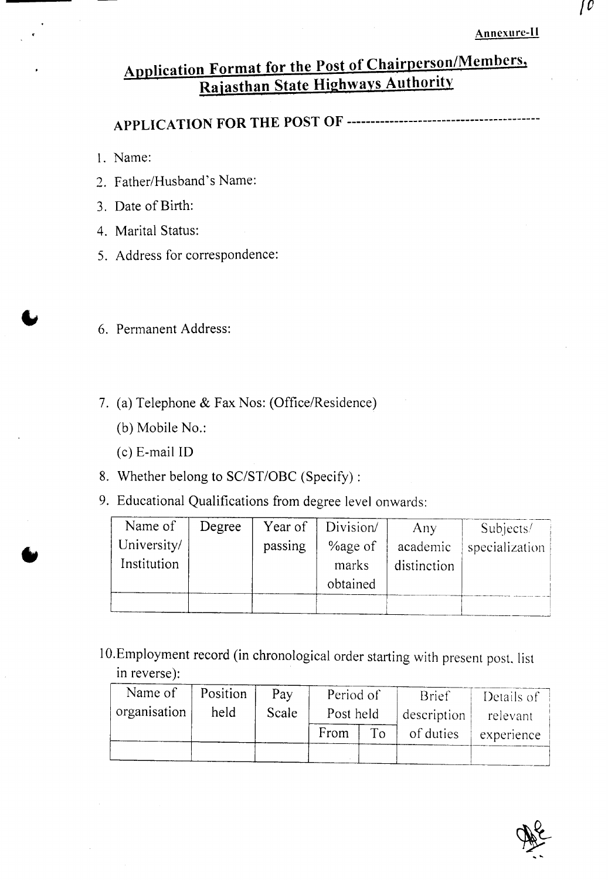Annexure-II

# Application Format for the Post of Chairperson/Members, Rajasthan State Highways Authority

## APPLICATION FOR THE POST OF ----------------------------------------

1. Name:
2. Father/Husband's Name:
3. Date of Birth:
4. Marital Status:
5. Address for correspondence:

6. Permanent Address:

7. (a) Telephone & Fax Nos: (Office/Residence)

   (b) Mobile No.:

   (c) E-mail ID
8. Whether belong to SC/ST/OBC (Specify) :
9. Educational Qualifications from degree level onwards:

| Name of University/ Institution | Degree | Year of passing | Division/ %age of marks obtained | Any academic distinction | Subjects/ specialization |
|---|---|---|---|---|---|
| | | | | | |

10. Employment record (in chronological order starting with present post, list in reverse):

| Name of organisation | Position held | Pay Scale | Period of Post held | | Brief description of duties | Details of relevant experience |
|---|---|---|---|---|---|---|
| | | | From | To | | |
| | | | | | | |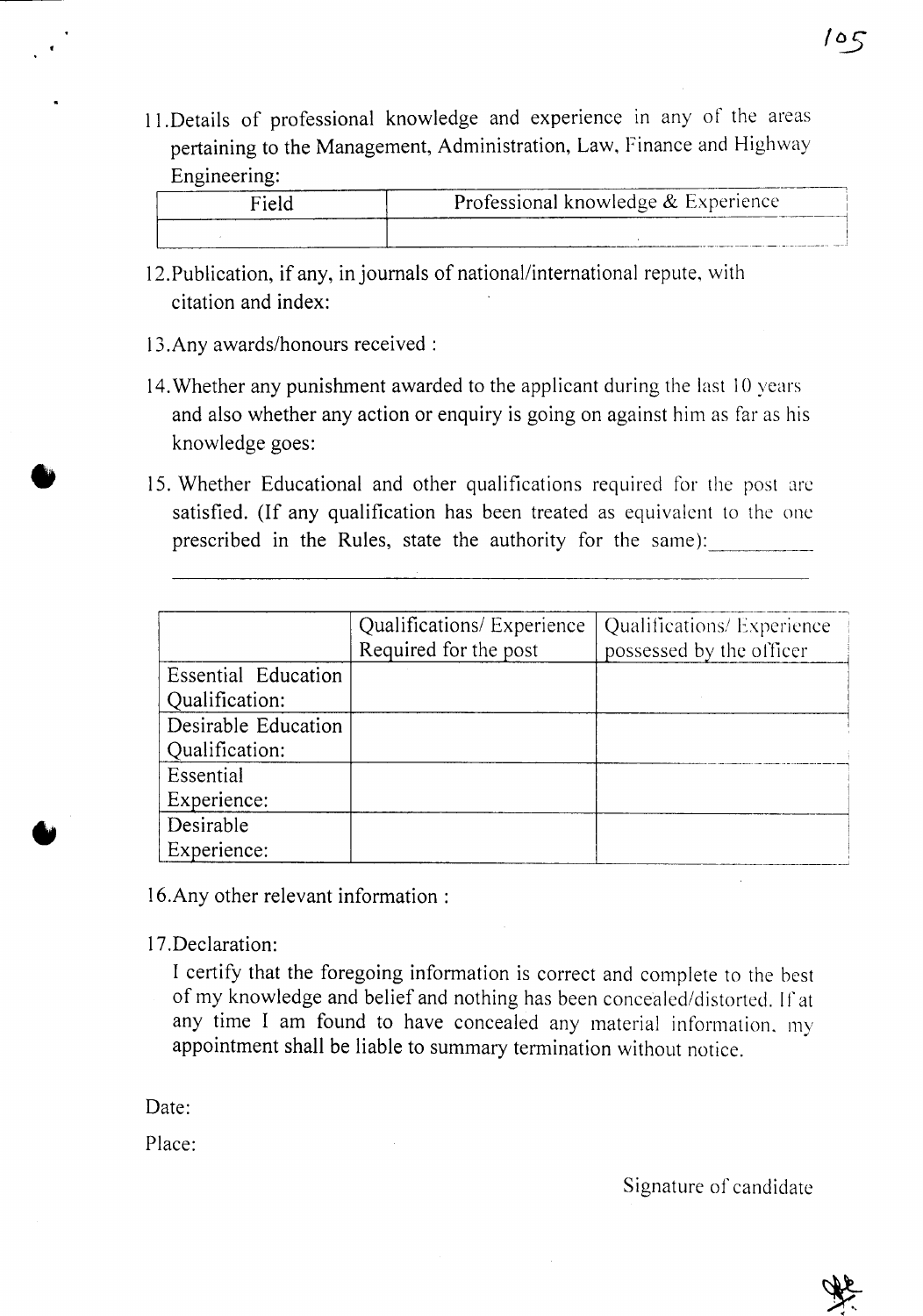11. Details of professional knowledge and experience in any of the areas pertaining to the Management, Administration, Law, Finance and Highway Engineering:

| Field | Professional knowledge & Experience |
|---|---|
| | |

12. Publication, if any, in journals of national/international repute, with citation and index:

13. Any awards/honours received :

14. Whether any punishment awarded to the applicant during the last 10 years and also whether any action or enquiry is going on against him as far as his knowledge goes:

15. Whether Educational and other qualifications required for the post are satisfied. (If any qualification has been treated as equivalent to the one prescribed in the Rules, state the authority for the same):__________

______________________________________________________________

| | Qualifications/ Experience Required for the post | Qualifications/ Experience possessed by the officer |
|---|---|---|
| Essential Education Qualification: | | |
| Desirable Education Qualification: | | |
| Essential Experience: | | |
| Desirable Experience: | | |

16. Any other relevant information :

17. Declaration:

I certify that the foregoing information is correct and complete to the best of my knowledge and belief and nothing has been concealed/distorted. If at any time I am found to have concealed any material information, my appointment shall be liable to summary termination without notice.

Date:

Place:

Signature of candidate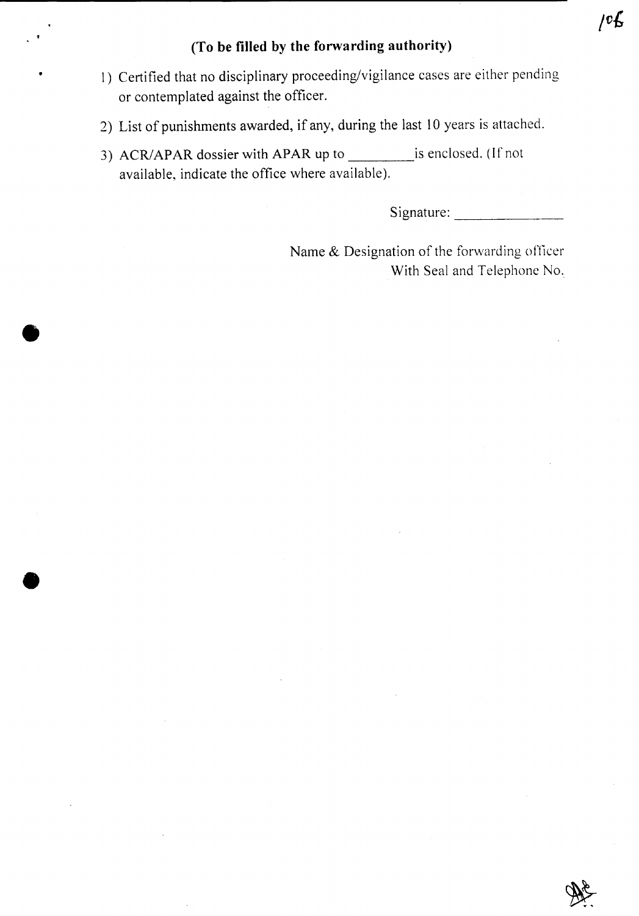**(To be filled by the forwarding authority)**

1) Certified that no disciplinary proceeding/vigilance cases are either pending or contemplated against the officer.

2) List of punishments awarded, if any, during the last 10 years is attached.

3) ACR/APAR dossier with APAR up to _________ is enclosed. (If not available, indicate the office where available).

Signature: _______________

Name & Designation of the forwarding officer
With Seal and Telephone No.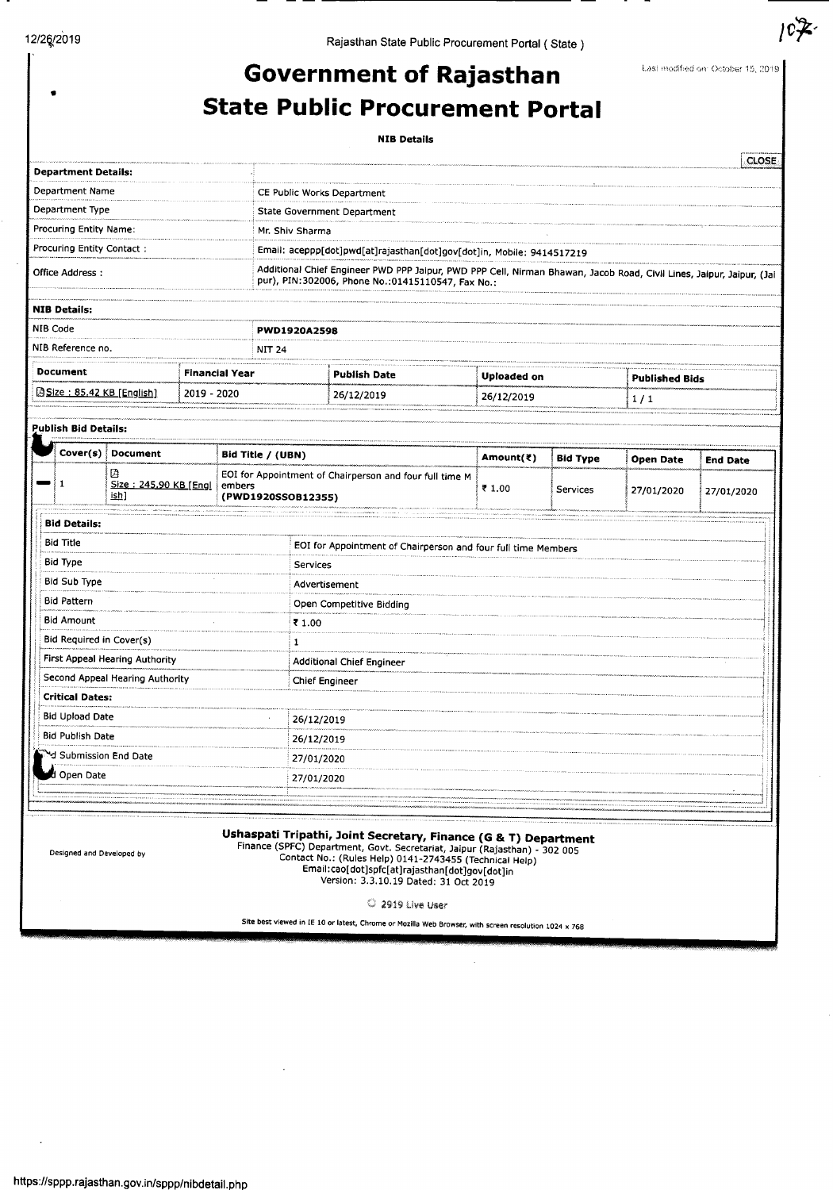# Government of Rajasthan

# State Public Procurement Portal

Last modified on: October 15, 2019

**NIB Details**

CLOSE

| | |
|---|---|
| **Department Details:** | |
| Department Name | CE Public Works Department |
| Department Type | State Government Department |
| Procuring Entity Name: | Mr. Shiv Sharma |
| Procuring Entity Contact : | Email: aceppp[dot]pwd[at]rajasthan[dot]gov[dot]in, Mobile: 9414517219 |
| Office Address : | Additional Chief Engineer PWD PPP Jaipur, PWD PPP Cell, Nirman Bhawan, Jacob Road, Civil Lines, Jaipur, Jaipur, (Jaipur), PIN:302006, Phone No.:01415110547, Fax No.: |
| **NIB Details:** | |
| NIB Code | **PWD1920A2598** |
| NIB Reference no. | NIT 24 |

| Document | Financial Year | Publish Date | Uploaded on | Published Bids |
|---|---|---|---|---|
| Size : 85.42 KB [English] | 2019 - 2020 | 26/12/2019 | 26/12/2019 | 1 / 1 |

**Publish Bid Details:**

| | Cover(s) | Document | Bid Title / (UBN) | Amount(₹) | Bid Type | Open Date | End Date |
|---|---|---|---|---|---|---|---|
| − | 1 | Size : 245.90 KB [English] | EOI for Appointment of Chairperson and four full time Members **(PWD1920SSOB12355)** | ₹ 1.00 | Services | 27/01/2020 | 27/01/2020 |

| | |
|---|---|
| **Bid Details:** | |
| Bid Title | EOI for Appointment of Chairperson and four full time Members |
| Bid Type | Services |
| Bid Sub Type | Advertisement |
| Bid Pattern | Open Competitive Bidding |
| Bid Amount | ₹ 1.00 |
| Bid Required in Cover(s) | 1 |
| First Appeal Hearing Authority | Additional Chief Engineer |
| Second Appeal Hearing Authority | Chief Engineer |
| **Critical Dates:** | |
| Bid Upload Date | 26/12/2019 |
| Bid Publish Date | 26/12/2019 |
| Bid Submission End Date | 27/01/2020 |
| Bid Open Date | 27/01/2020 |

Designed and Developed by

**Ushaspati Tripathi, Joint Secretary, Finance (G & T) Department**
Finance (SPFC) Department, Govt. Secretariat, Jaipur (Rajasthan) - 302 005
Contact No.: (Rules Help) 0141-2743455 (Technical Help)
Email:cao[dot]spfc[at]rajasthan[dot]gov[dot]in
Version: 3.3.10.19 Dated: 31 Oct 2019

2919 Live User

Site best viewed in IE 10 or latest, Chrome or Mozilla Web Browser, with screen resolution 1024 x 768